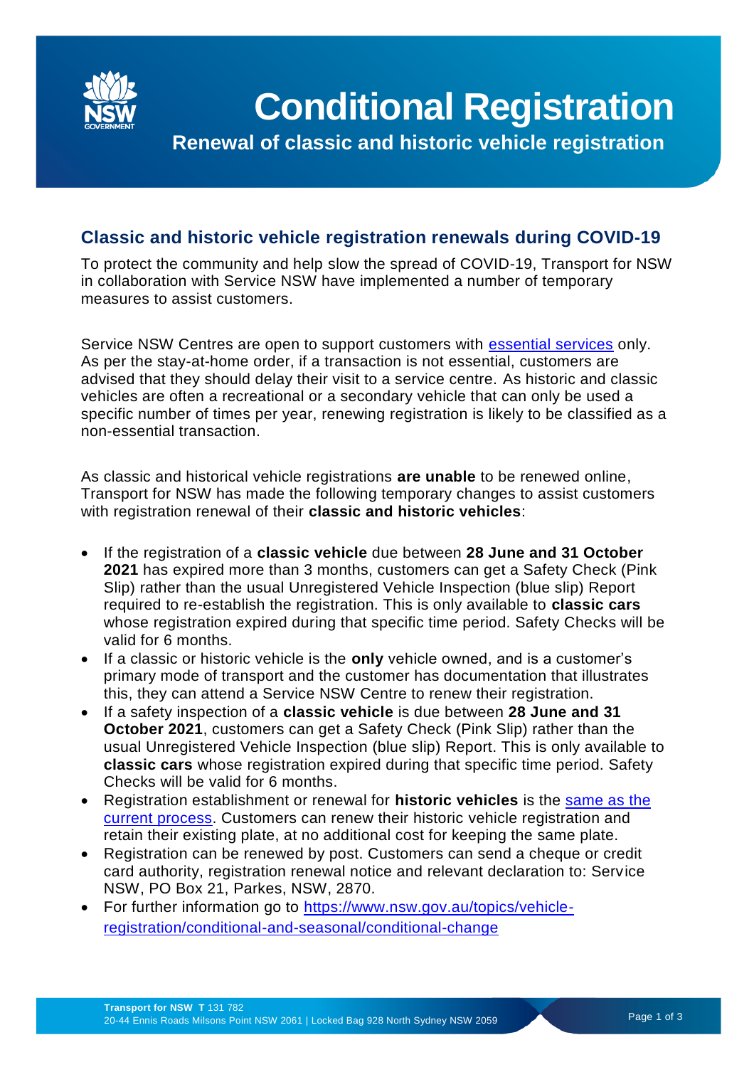# Conditional Registration

## Renewal of classic and historic vehicle registration

## Classic and historic vehicle registration renewals during COVID-19

To protect the community and help slow the spread of COVID-19, Transport for NSW in collaboration with Service NSW have implemented a number of temporary measures to assist customers.

Service NSW Centres are open to support customers with [essential services](#) only. As per the stay-at-home order, if a transaction is not essential, customers are advised that they should delay their visit to a service centre. As historic and classic vehicles are often a recreational or a secondary vehicle that can only be used a specific number of times per year, renewing registration is likely to be classified as a non-essential transaction.

As classic and historical vehicle registrations **are unable** to be renewed online, Transport for NSW has made the following temporary changes to assist customers with registration renewal of their **classic and historic vehicles**:

- If the registration of a **classic vehicle** due between **28 June and 31 October 2021** has expired more than 3 months, customers can get a Safety Check (Pink Slip) rather than the usual Unregistered Vehicle Inspection (blue slip) Report required to re-establish the registration. This is only available to **classic cars** whose registration expired during that specific time period. Safety Checks will be valid for 6 months.
- If a classic or historic vehicle is the **only** vehicle owned, and is a customer's primary mode of transport and the customer has documentation that illustrates this, they can attend a Service NSW Centre to renew their registration.
- If a safety inspection of a **classic vehicle** is due between **28 June and 31 October 2021**, customers can get a Safety Check (Pink Slip) rather than the usual Unregistered Vehicle Inspection (blue slip) Report. This is only available to **classic cars** whose registration expired during that specific time period. Safety Checks will be valid for 6 months.
- Registration establishment or renewal for **historic vehicles** is the [same as the current process](#). Customers can renew their historic vehicle registration and retain their existing plate, at no additional cost for keeping the same plate.
- Registration can be renewed by post. Customers can send a cheque or credit card authority, registration renewal notice and relevant declaration to: Service NSW, PO Box 21, Parkes, NSW, 2870.
- For further information go to [https://www.nsw.gov.au/topics/vehicle-registration/conditional-and-seasonal/conditional-change](https://www.nsw.gov.au/topics/vehicle-registration/conditional-and-seasonal/conditional-change)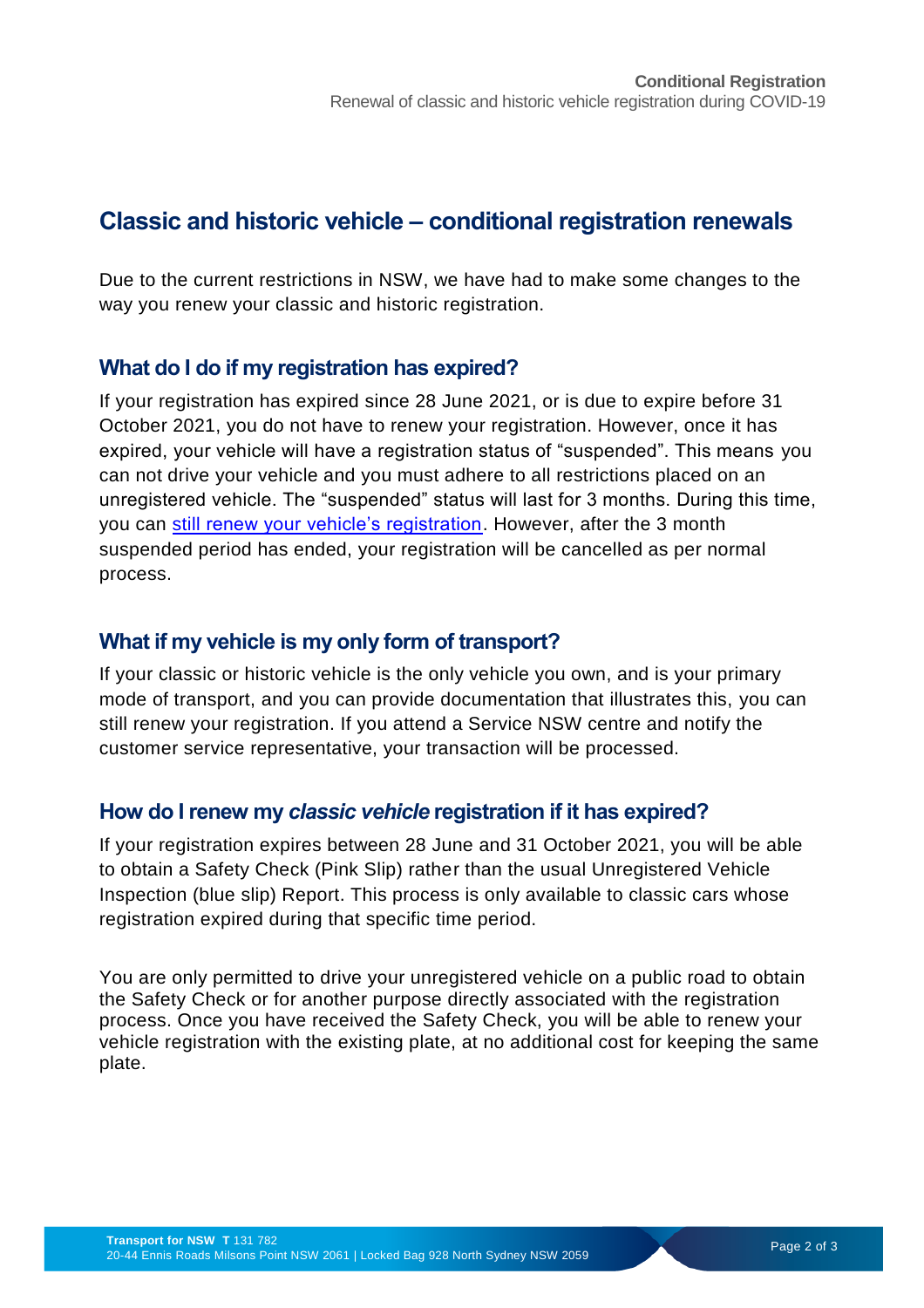## Classic and historic vehicle – conditional registration renewals

Due to the current restrictions in NSW, we have had to make some changes to the way you renew your classic and historic registration.

### What do I do if my registration has expired?

If your registration has expired since 28 June 2021, or is due to expire before 31 October 2021, you do not have to renew your registration. However, once it has expired, your vehicle will have a registration status of “suspended”. This means you can not drive your vehicle and you must adhere to all restrictions placed on an unregistered vehicle. The “suspended” status will last for 3 months. During this time, you can still renew your vehicle’s registration. However, after the 3 month suspended period has ended, your registration will be cancelled as per normal process.

### What if my vehicle is my only form of transport?

If your classic or historic vehicle is the only vehicle you own, and is your primary mode of transport, and you can provide documentation that illustrates this, you can still renew your registration. If you attend a Service NSW centre and notify the customer service representative, your transaction will be processed.

### How do I renew my *classic vehicle* registration if it has expired?

If your registration expires between 28 June and 31 October 2021, you will be able to obtain a Safety Check (Pink Slip) rather than the usual Unregistered Vehicle Inspection (blue slip) Report. This process is only available to classic cars whose registration expired during that specific time period.

You are only permitted to drive your unregistered vehicle on a public road to obtain the Safety Check or for another purpose directly associated with the registration process. Once you have received the Safety Check, you will be able to renew your vehicle registration with the existing plate, at no additional cost for keeping the same plate.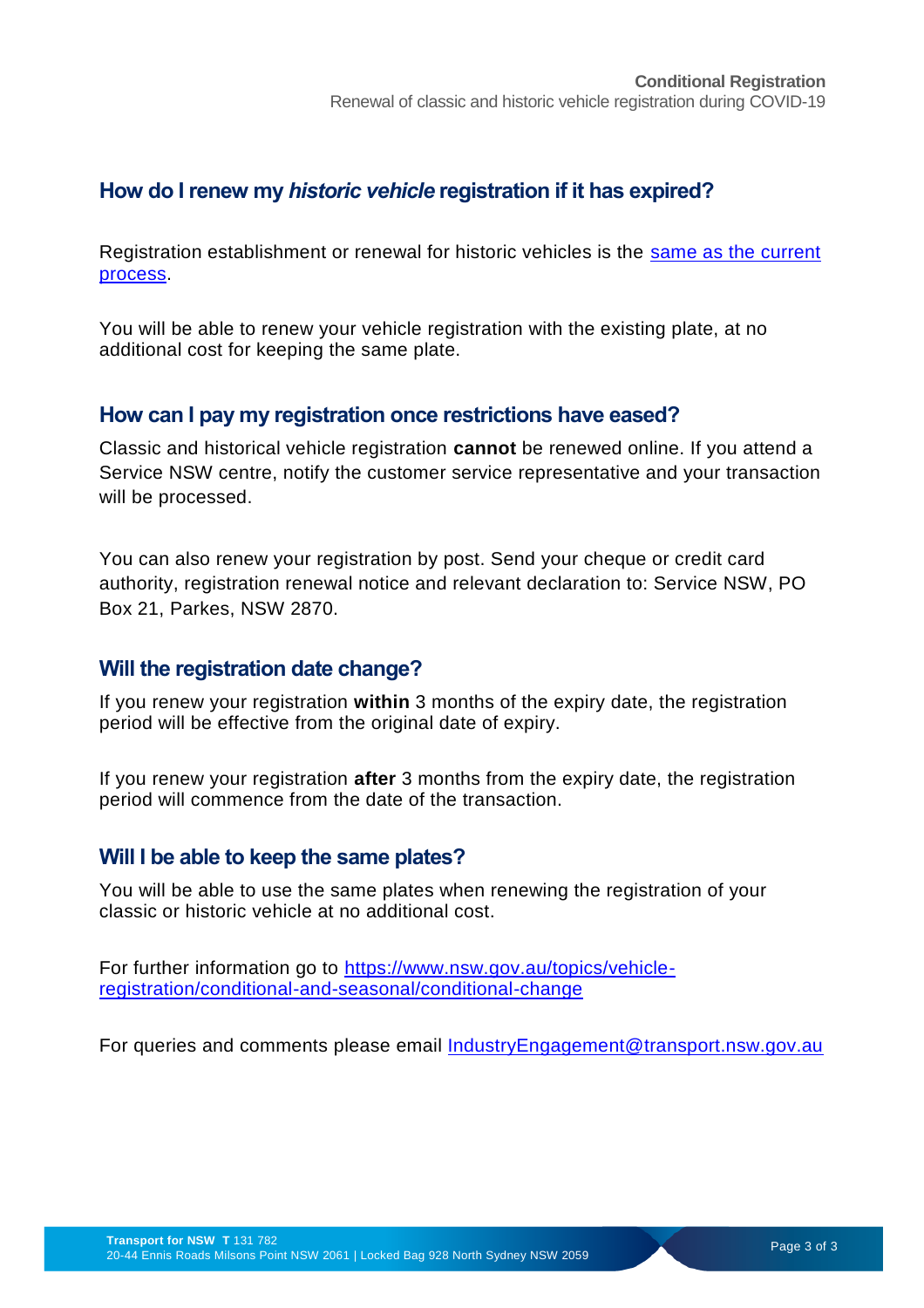## How do I renew my *historic vehicle* registration if it has expired?

Registration establishment or renewal for historic vehicles is the [same as the current process](#).

You will be able to renew your vehicle registration with the existing plate, at no additional cost for keeping the same plate.

### How can I pay my registration once restrictions have eased?

Classic and historical vehicle registration **cannot** be renewed online. If you attend a Service NSW centre, notify the customer service representative and your transaction will be processed.

You can also renew your registration by post. Send your cheque or credit card authority, registration renewal notice and relevant declaration to: Service NSW, PO Box 21, Parkes, NSW 2870.

### Will the registration date change?

If you renew your registration **within** 3 months of the expiry date, the registration period will be effective from the original date of expiry.

If you renew your registration **after** 3 months from the expiry date, the registration period will commence from the date of the transaction.

### Will I be able to keep the same plates?

You will be able to use the same plates when renewing the registration of your classic or historic vehicle at no additional cost.

For further information go to https://www.nsw.gov.au/topics/vehicle-registration/conditional-and-seasonal/conditional-change

For queries and comments please email IndustryEngagement@transport.nsw.gov.au